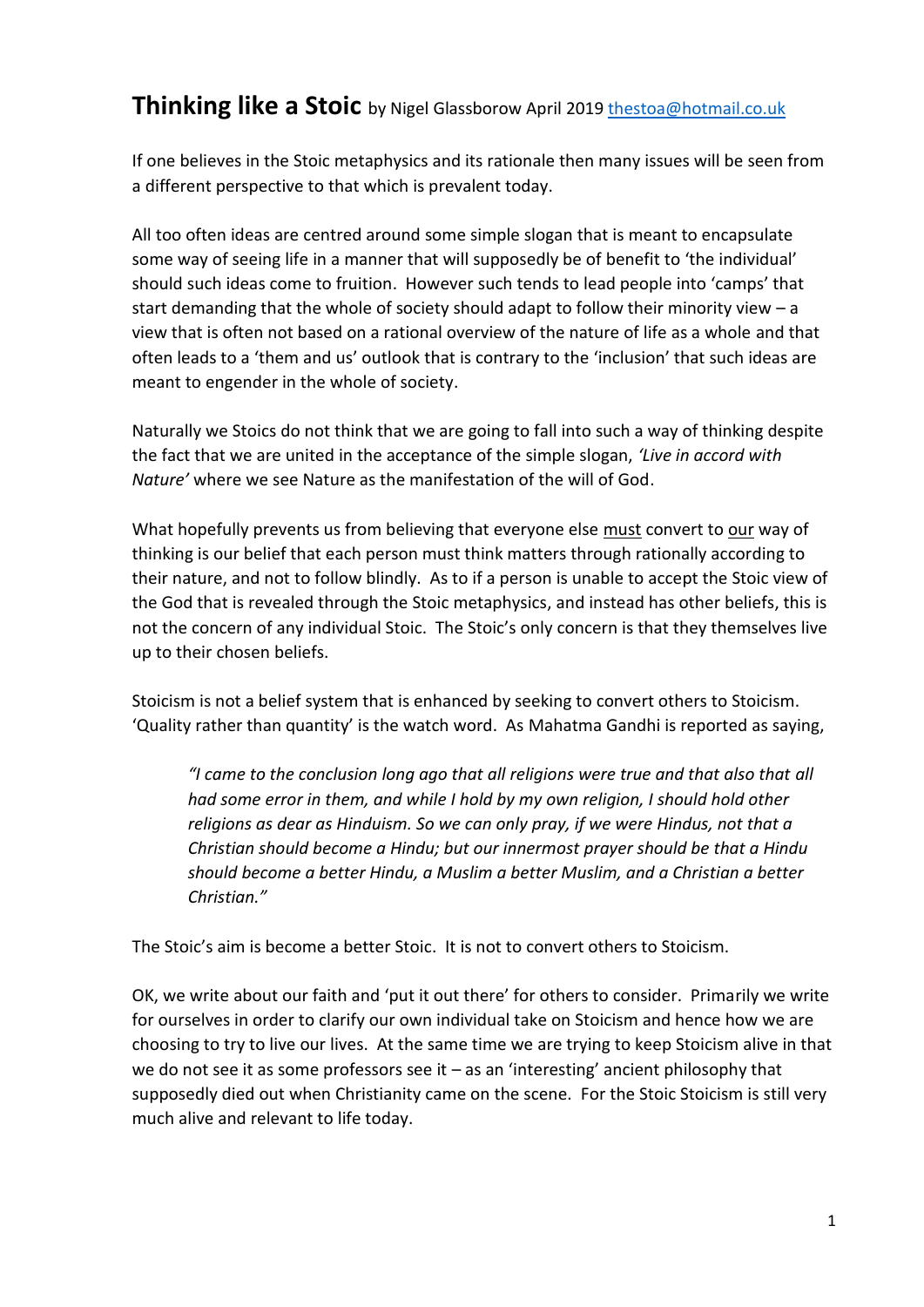# **Thinking like a Stoic** by Nigel Glassborow April 2019 thestoa@hotmail.co.uk

If one believes in the Stoic metaphysics and its rationale then many issues will be seen from a different perspective to that which is prevalent today.

All too often ideas are centred around some simple slogan that is meant to encapsulate some way of seeing life in a manner that will supposedly be of benefit to 'the individual' should such ideas come to fruition. However such tends to lead people into 'camps' that start demanding that the whole of society should adapt to follow their minority view – a view that is often not based on a rational overview of the nature of life as a whole and that often leads to a 'them and us' outlook that is contrary to the 'inclusion' that such ideas are meant to engender in the whole of society.

Naturally we Stoics do not think that we are going to fall into such a way of thinking despite the fact that we are united in the acceptance of the simple slogan, *'Live in accord with Nature'* where we see Nature as the manifestation of the will of God.

What hopefully prevents us from believing that everyone else <u>must</u> convert to <u>our</u> way of thinking is our belief that each person must think matters through rationally according to their nature, and not to follow blindly. As to if a person is unable to accept the Stoic view of the God that is revealed through the Stoic metaphysics, and instead has other beliefs, this is not the concern of any individual Stoic. The Stoic's only concern is that they themselves live up to their chosen beliefs.

Stoicism is not a belief system that is enhanced by seeking to convert others to Stoicism. 'Quality rather than quantity' is the watch word. As Mahatma Gandhi is reported as saying,

> *"I came to the conclusion long ago that all religions were true and that also that all had some error in them, and while I hold by my own religion, I should hold other religions as dear as Hinduism. So we can only pray, if we were Hindus, not that a Christian should become a Hindu; but our innermost prayer should be that a Hindu should become a better Hindu, a Muslim a better Muslim, and a Christian a better Christian."*

The Stoic's aim is become a better Stoic. It is not to convert others to Stoicism.

OK, we write about our faith and 'put it out there' for others to consider. Primarily we write for ourselves in order to clarify our own individual take on Stoicism and hence how we are choosing to try to live our lives. At the same time we are trying to keep Stoicism alive in that we do not see it as some professors see it – as an 'interesting' ancient philosophy that supposedly died out when Christianity came on the scene. For the Stoic Stoicism is still very much alive and relevant to life today.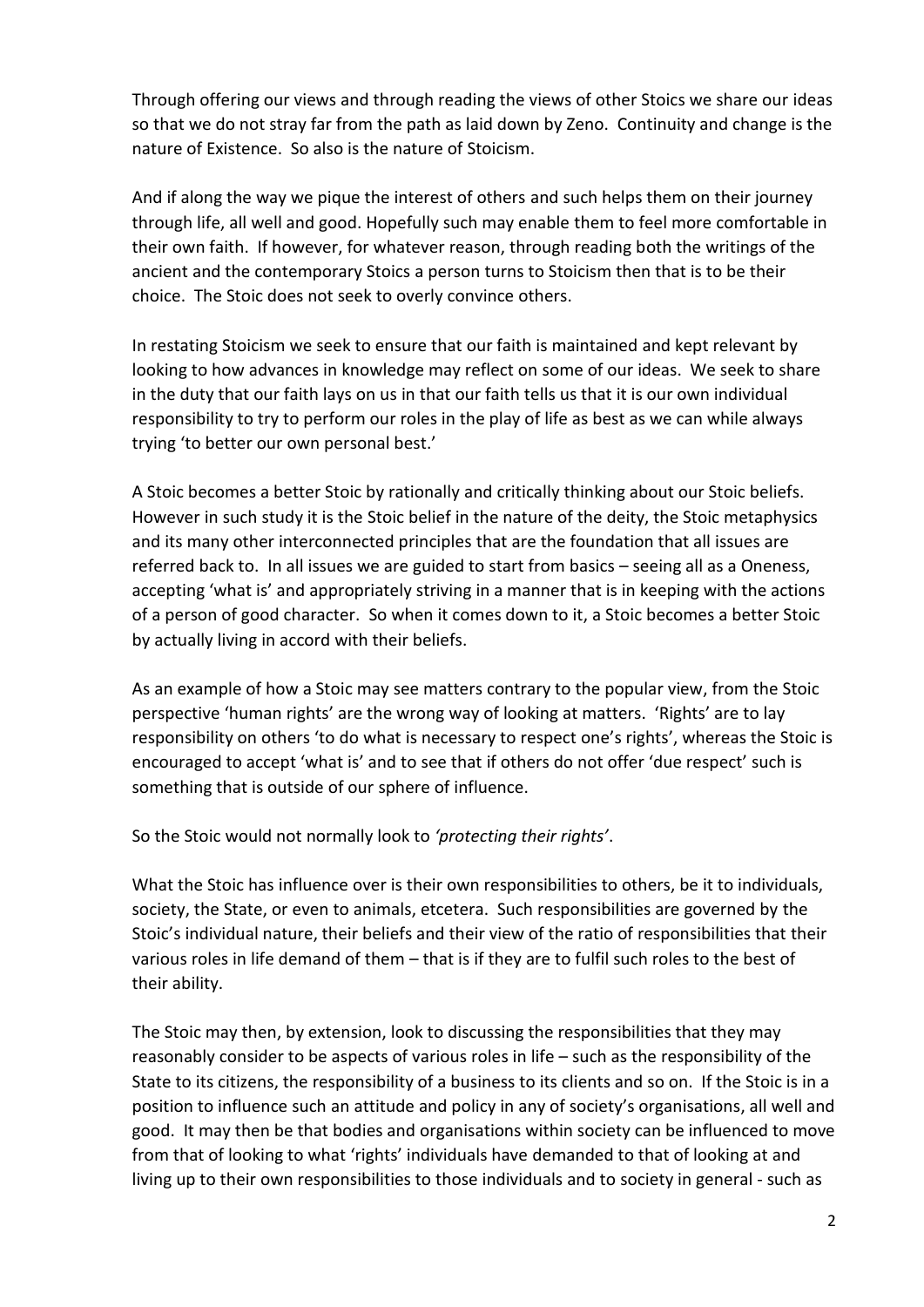Through offering our views and through reading the views of other Stoics we share our ideas so that we do not stray far from the path as laid down by Zeno. Continuity and change is the nature of Existence. So also is the nature of Stoicism.

And if along the way we pique the interest of others and such helps them on their journey through life, all well and good. Hopefully such may enable them to feel more comfortable in their own faith. If however, for whatever reason, through reading both the writings of the ancient and the contemporary Stoics a person turns to Stoicism then that is to be their choice. The Stoic does not seek to overly convince others.

In restating Stoicism we seek to ensure that our faith is maintained and kept relevant by looking to how advances in knowledge may reflect on some of our ideas. We seek to share in the duty that our faith lays on us in that our faith tells us that it is our own individual responsibility to try to perform our roles in the play of life as best as we can while always trying 'to better our own personal best.'

A Stoic becomes a better Stoic by rationally and critically thinking about our Stoic beliefs. However in such study it is the Stoic belief in the nature of the deity, the Stoic metaphysics and its many other interconnected principles that are the foundation that all issues are referred back to. In all issues we are guided to start from basics – seeing all as a Oneness, accepting 'what is' and appropriately striving in a manner that is in keeping with the actions of a person of good character. So when it comes down to it, a Stoic becomes a better Stoic by actually living in accord with their beliefs.

As an example of how a Stoic may see matters contrary to the popular view, from the Stoic perspective 'human rights' are the wrong way of looking at matters. 'Rights' are to lay responsibility on others 'to do what is necessary to respect one's rights', whereas the Stoic is encouraged to accept 'what is' and to see that if others do not offer 'due respect' such is something that is outside of our sphere of influence.

So the Stoic would not normally look to *'protecting their rights'*.

What the Stoic has influence over is their own responsibilities to others, be it to individuals, society, the State, or even to animals, etcetera. Such responsibilities are governed by the Stoic's individual nature, their beliefs and their view of the ratio of responsibilities that their various roles in life demand of them – that is if they are to fulfil such roles to the best of their ability.

The Stoic may then, by extension, look to discussing the responsibilities that they may reasonably consider to be aspects of various roles in life – such as the responsibility of the State to its citizens, the responsibility of a business to its clients and so on. If the Stoic is in a position to influence such an attitude and policy in any of society's organisations, all well and good. It may then be that bodies and organisations within society can be influenced to move from that of looking to what 'rights' individuals have demanded to that of looking at and living up to their own responsibilities to those individuals and to society in general - such as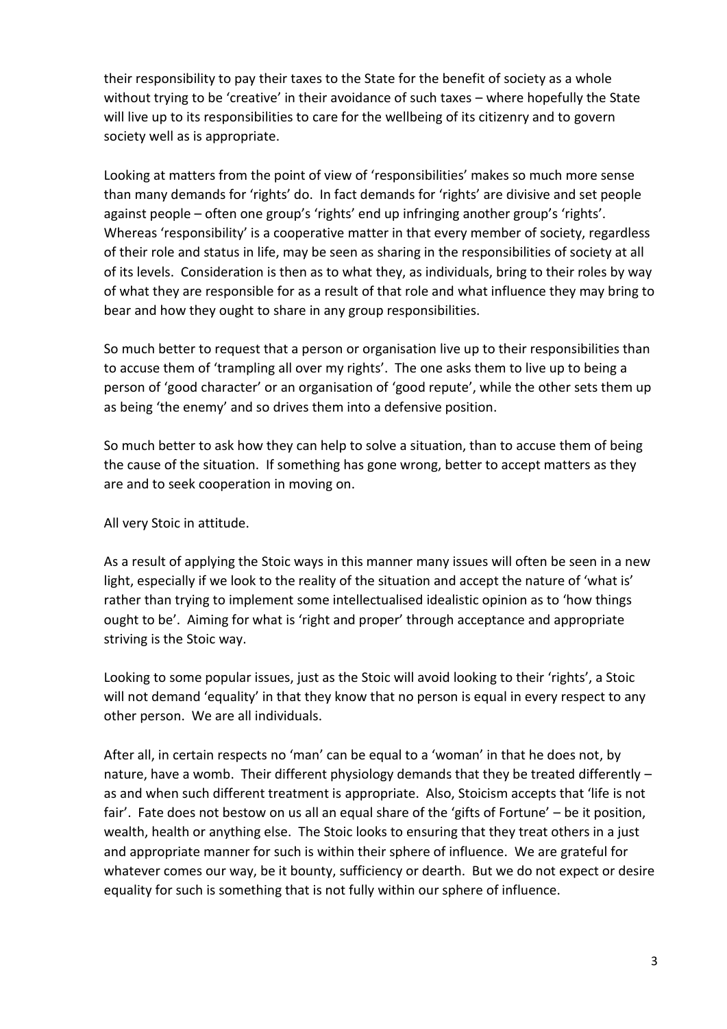their responsibility to pay their taxes to the State for the benefit of society as a whole without trying to be 'creative' in their avoidance of such taxes – where hopefully the State will live up to its responsibilities to care for the wellbeing of its citizenry and to govern society well as is appropriate.

Looking at matters from the point of view of 'responsibilities' makes so much more sense than many demands for 'rights' do. In fact demands for 'rights' are divisive and set people against people – often one group's 'rights' end up infringing another group's 'rights'. Whereas 'responsibility' is a cooperative matter in that every member of society, regardless of their role and status in life, may be seen as sharing in the responsibilities of society at all of its levels. Consideration is then as to what they, as individuals, bring to their roles by way of what they are responsible for as a result of that role and what influence they may bring to bear and how they ought to share in any group responsibilities.

So much better to request that a person or organisation live up to their responsibilities than to accuse them of 'trampling all over my rights'. The one asks them to live up to being a person of 'good character' or an organisation of 'good repute', while the other sets them up as being 'the enemy' and so drives them into a defensive position.

So much better to ask how they can help to solve a situation, than to accuse them of being the cause of the situation. If something has gone wrong, better to accept matters as they are and to seek cooperation in moving on.

All very Stoic in attitude.

As a result of applying the Stoic ways in this manner many issues will often be seen in a new light, especially if we look to the reality of the situation and accept the nature of 'what is' rather than trying to implement some intellectualised idealistic opinion as to 'how things ought to be'. Aiming for what is 'right and proper' through acceptance and appropriate striving is the Stoic way.

Looking to some popular issues, just as the Stoic will avoid looking to their 'rights', a Stoic will not demand 'equality' in that they know that no person is equal in every respect to any other person. We are all individuals.

After all, in certain respects no 'man' can be equal to a 'woman' in that he does not, by nature, have a womb. Their different physiology demands that they be treated differently – as and when such different treatment is appropriate. Also, Stoicism accepts that 'life is not fair'. Fate does not bestow on us all an equal share of the 'gifts of Fortune' – be it position, wealth, health or anything else. The Stoic looks to ensuring that they treat others in a just and appropriate manner for such is within their sphere of influence. We are grateful for whatever comes our way, be it bounty, sufficiency or dearth. But we do not expect or desire equality for such is something that is not fully within our sphere of influence.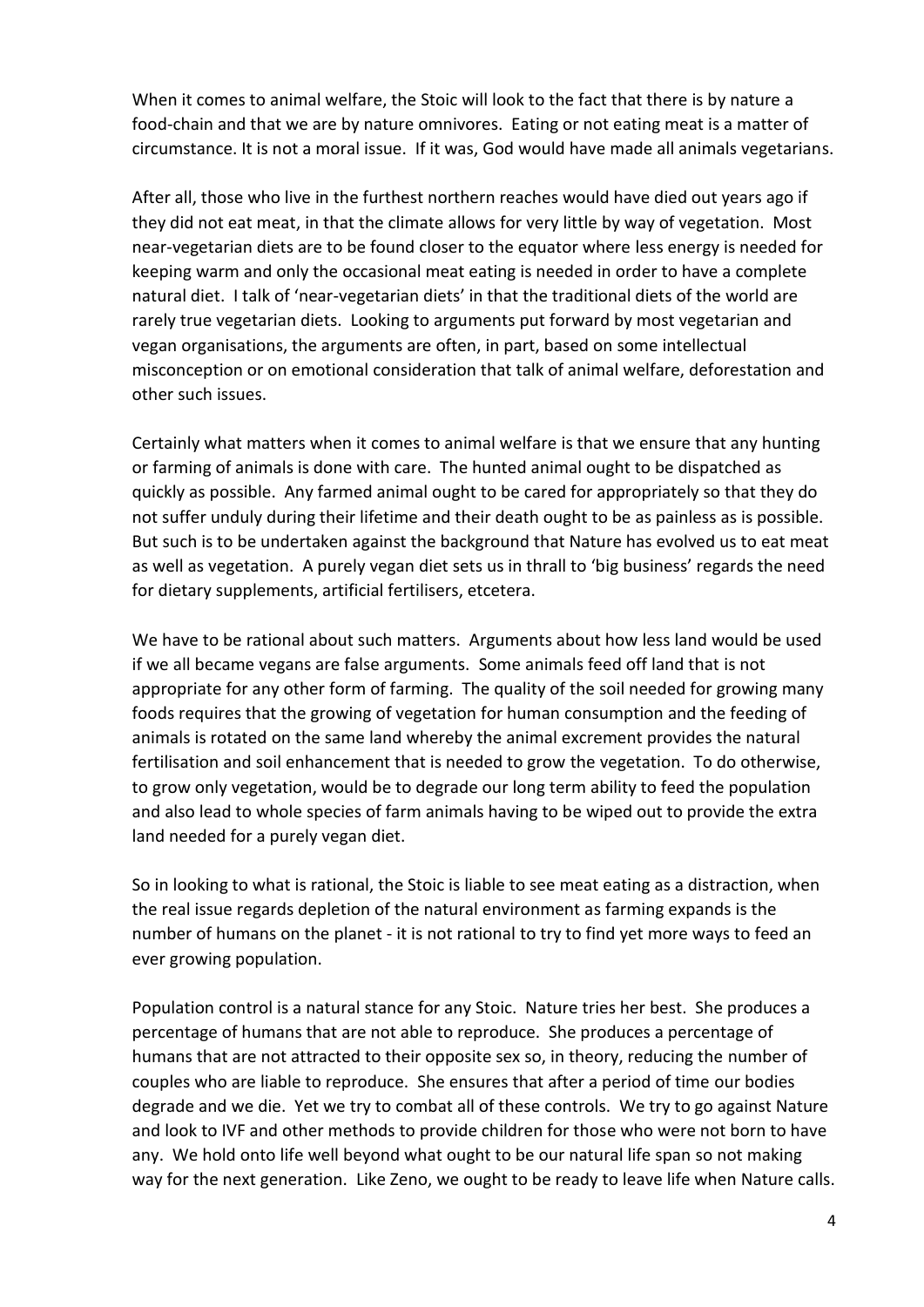When it comes to animal welfare, the Stoic will look to the fact that there is by nature a food-chain and that we are by nature omnivores. Eating or not eating meat is a matter of circumstance. It is not a moral issue. If it was, God would have made all animals vegetarians.

After all, those who live in the furthest northern reaches would have died out years ago if they did not eat meat, in that the climate allows for very little by way of vegetation. Most near-vegetarian diets are to be found closer to the equator where less energy is needed for keeping warm and only the occasional meat eating is needed in order to have a complete natural diet. I talk of 'near-vegetarian diets' in that the traditional diets of the world are rarely true vegetarian diets. Looking to arguments put forward by most vegetarian and vegan organisations, the arguments are often, in part, based on some intellectual misconception or on emotional consideration that talk of animal welfare, deforestation and other such issues.

Certainly what matters when it comes to animal welfare is that we ensure that any hunting or farming of animals is done with care. The hunted animal ought to be dispatched as quickly as possible. Any farmed animal ought to be cared for appropriately so that they do not suffer unduly during their lifetime and their death ought to be as painless as is possible. But such is to be undertaken against the background that Nature has evolved us to eat meat as well as vegetation. A purely vegan diet sets us in thrall to 'big business' regards the need for dietary supplements, artificial fertilisers, etcetera.

We have to be rational about such matters. Arguments about how less land would be used if we all became vegans are false arguments. Some animals feed off land that is not appropriate for any other form of farming. The quality of the soil needed for growing many foods requires that the growing of vegetation for human consumption and the feeding of animals is rotated on the same land whereby the animal excrement provides the natural fertilisation and soil enhancement that is needed to grow the vegetation. To do otherwise, to grow only vegetation, would be to degrade our long term ability to feed the population and also lead to whole species of farm animals having to be wiped out to provide the extra land needed for a purely vegan diet.

So in looking to what is rational, the Stoic is liable to see meat eating as a distraction, when the real issue regards depletion of the natural environment as farming expands is the number of humans on the planet - it is not rational to try to find yet more ways to feed an ever growing population.

Population control is a natural stance for any Stoic. Nature tries her best. She produces a percentage of humans that are not able to reproduce. She produces a percentage of humans that are not attracted to their opposite sex so, in theory, reducing the number of couples who are liable to reproduce. She ensures that after a period of time our bodies degrade and we die. Yet we try to combat all of these controls. We try to go against Nature and look to IVF and other methods to provide children for those who were not born to have any. We hold onto life well beyond what ought to be our natural life span so not making way for the next generation. Like Zeno, we ought to be ready to leave life when Nature calls.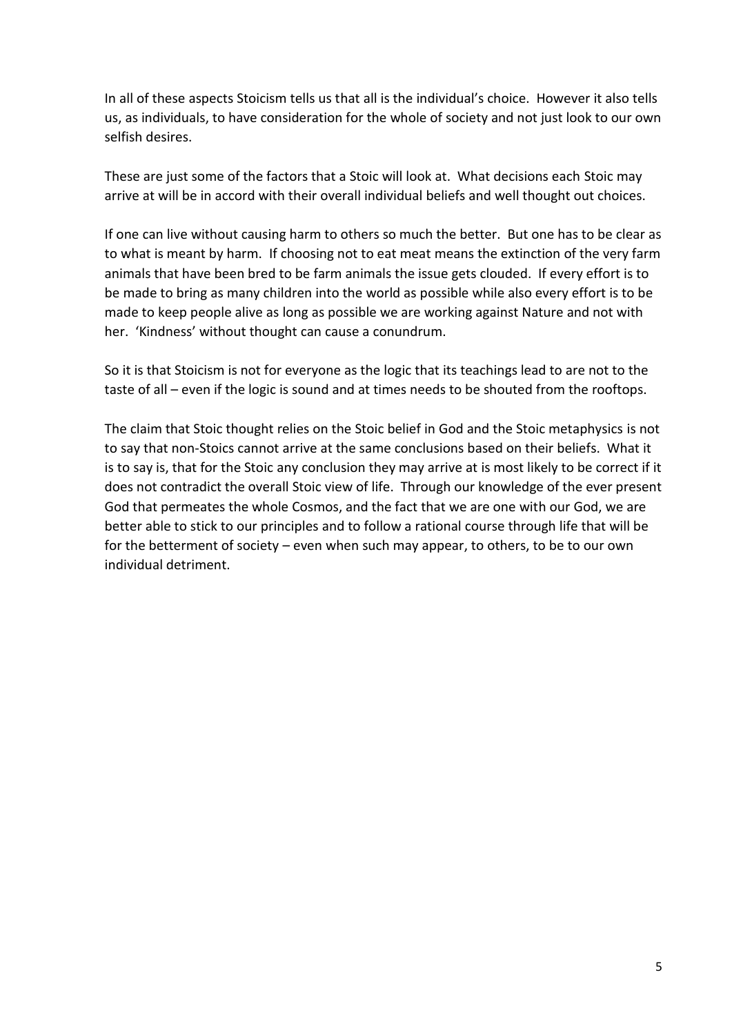In all of these aspects Stoicism tells us that all is the individual's choice. However it also tells us, as individuals, to have consideration for the whole of society and not just look to our own selfish desires.

These are just some of the factors that a Stoic will look at. What decisions each Stoic may arrive at will be in accord with their overall individual beliefs and well thought out choices.

If one can live without causing harm to others so much the better. But one has to be clear as to what is meant by harm. If choosing not to eat meat means the extinction of the very farm animals that have been bred to be farm animals the issue gets clouded. If every effort is to be made to bring as many children into the world as possible while also every effort is to be made to keep people alive as long as possible we are working against Nature and not with her. 'Kindness' without thought can cause a conundrum.

So it is that Stoicism is not for everyone as the logic that its teachings lead to are not to the taste of all – even if the logic is sound and at times needs to be shouted from the rooftops.

The claim that Stoic thought relies on the Stoic belief in God and the Stoic metaphysics is not to say that non-Stoics cannot arrive at the same conclusions based on their beliefs. What it is to say is, that for the Stoic any conclusion they may arrive at is most likely to be correct if it does not contradict the overall Stoic view of life. Through our knowledge of the ever present God that permeates the whole Cosmos, and the fact that we are one with our God, we are better able to stick to our principles and to follow a rational course through life that will be for the betterment of society – even when such may appear, to others, to be to our own individual detriment.